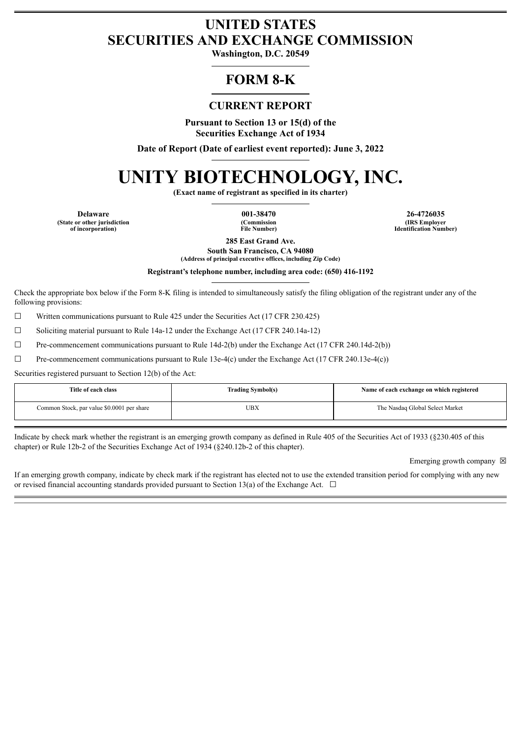# UNITED STATES
# SECURITIES AND EXCHANGE COMMISSION

**Washington, D.C. 20549**

## FORM 8-K

### CURRENT REPORT

**Pursuant to Section 13 or 15(d) of the Securities Exchange Act of 1934**

**Date of Report (Date of earliest event reported): June 3, 2022**

# UNITY BIOTECHNOLOGY, INC.

**(Exact name of registrant as specified in its charter)**

| Delaware | 001-38470 | 26-4726035 |
|---|---|---|
| (State or other jurisdiction of incorporation) | (Commission File Number) | (IRS Employer Identification Number) |

**285 East Grand Ave.**
**South San Francisco, CA 94080**
**(Address of principal executive offices, including Zip Code)**

**Registrant's telephone number, including area code: (650) 416-1192**

Check the appropriate box below if the Form 8-K filing is intended to simultaneously satisfy the filing obligation of the registrant under any of the following provisions:

☐ Written communications pursuant to Rule 425 under the Securities Act (17 CFR 230.425)

☐ Soliciting material pursuant to Rule 14a-12 under the Exchange Act (17 CFR 240.14a-12)

☐ Pre-commencement communications pursuant to Rule 14d-2(b) under the Exchange Act (17 CFR 240.14d-2(b))

☐ Pre-commencement communications pursuant to Rule 13e-4(c) under the Exchange Act (17 CFR 240.13e-4(c))

Securities registered pursuant to Section 12(b) of the Act:

| Title of each class | Trading Symbol(s) | Name of each exchange on which registered |
|---|---|---|
| Common Stock, par value $0.0001 per share | UBX | The Nasdaq Global Select Market |

Indicate by check mark whether the registrant is an emerging growth company as defined in Rule 405 of the Securities Act of 1933 (§230.405 of this chapter) or Rule 12b-2 of the Securities Exchange Act of 1934 (§240.12b-2 of this chapter).

Emerging growth company ☒

If an emerging growth company, indicate by check mark if the registrant has elected not to use the extended transition period for complying with any new or revised financial accounting standards provided pursuant to Section 13(a) of the Exchange Act. ☐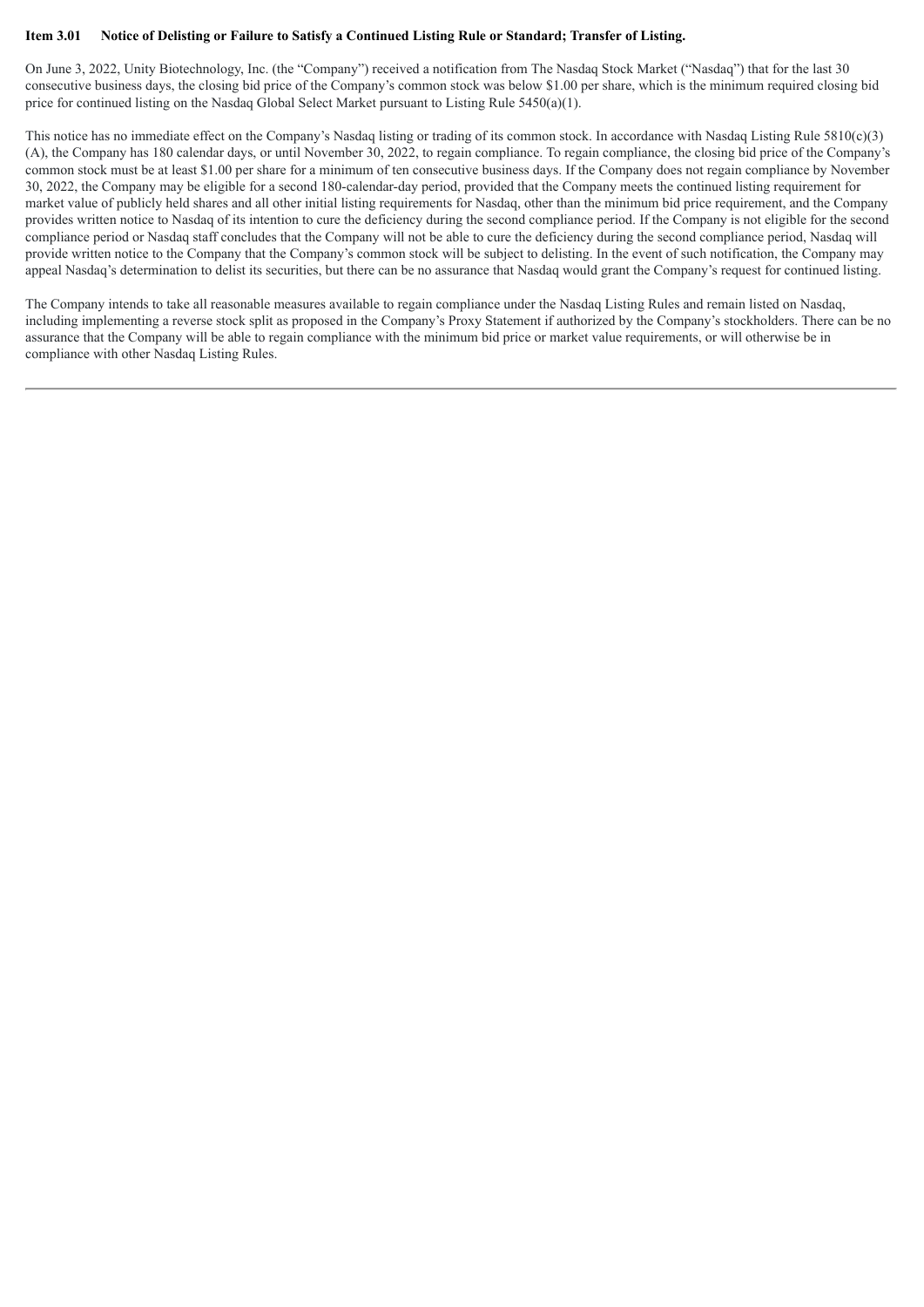**Item 3.01 Notice of Delisting or Failure to Satisfy a Continued Listing Rule or Standard; Transfer of Listing.**

On June 3, 2022, Unity Biotechnology, Inc. (the "Company") received a notification from The Nasdaq Stock Market ("Nasdaq") that for the last 30 consecutive business days, the closing bid price of the Company's common stock was below $1.00 per share, which is the minimum required closing bid price for continued listing on the Nasdaq Global Select Market pursuant to Listing Rule 5450(a)(1).

This notice has no immediate effect on the Company's Nasdaq listing or trading of its common stock. In accordance with Nasdaq Listing Rule 5810(c)(3)(A), the Company has 180 calendar days, or until November 30, 2022, to regain compliance. To regain compliance, the closing bid price of the Company's common stock must be at least $1.00 per share for a minimum of ten consecutive business days. If the Company does not regain compliance by November 30, 2022, the Company may be eligible for a second 180-calendar-day period, provided that the Company meets the continued listing requirement for market value of publicly held shares and all other initial listing requirements for Nasdaq, other than the minimum bid price requirement, and the Company provides written notice to Nasdaq of its intention to cure the deficiency during the second compliance period. If the Company is not eligible for the second compliance period or Nasdaq staff concludes that the Company will not be able to cure the deficiency during the second compliance period, Nasdaq will provide written notice to the Company that the Company's common stock will be subject to delisting. In the event of such notification, the Company may appeal Nasdaq's determination to delist its securities, but there can be no assurance that Nasdaq would grant the Company's request for continued listing.

The Company intends to take all reasonable measures available to regain compliance under the Nasdaq Listing Rules and remain listed on Nasdaq, including implementing a reverse stock split as proposed in the Company's Proxy Statement if authorized by the Company's stockholders. There can be no assurance that the Company will be able to regain compliance with the minimum bid price or market value requirements, or will otherwise be in compliance with other Nasdaq Listing Rules.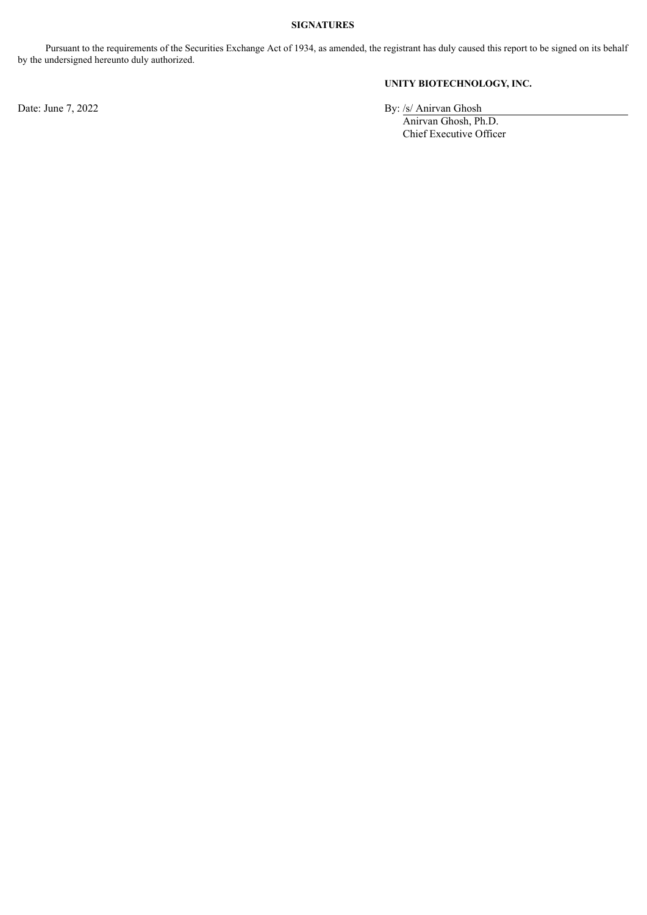**SIGNATURES**

Pursuant to the requirements of the Securities Exchange Act of 1934, as amended, the registrant has duly caused this report to be signed on its behalf by the undersigned hereunto duly authorized.

**UNITY BIOTECHNOLOGY, INC.**

Date: June 7, 2022

By: /s/ Anirvan Ghosh
Anirvan Ghosh, Ph.D.
Chief Executive Officer